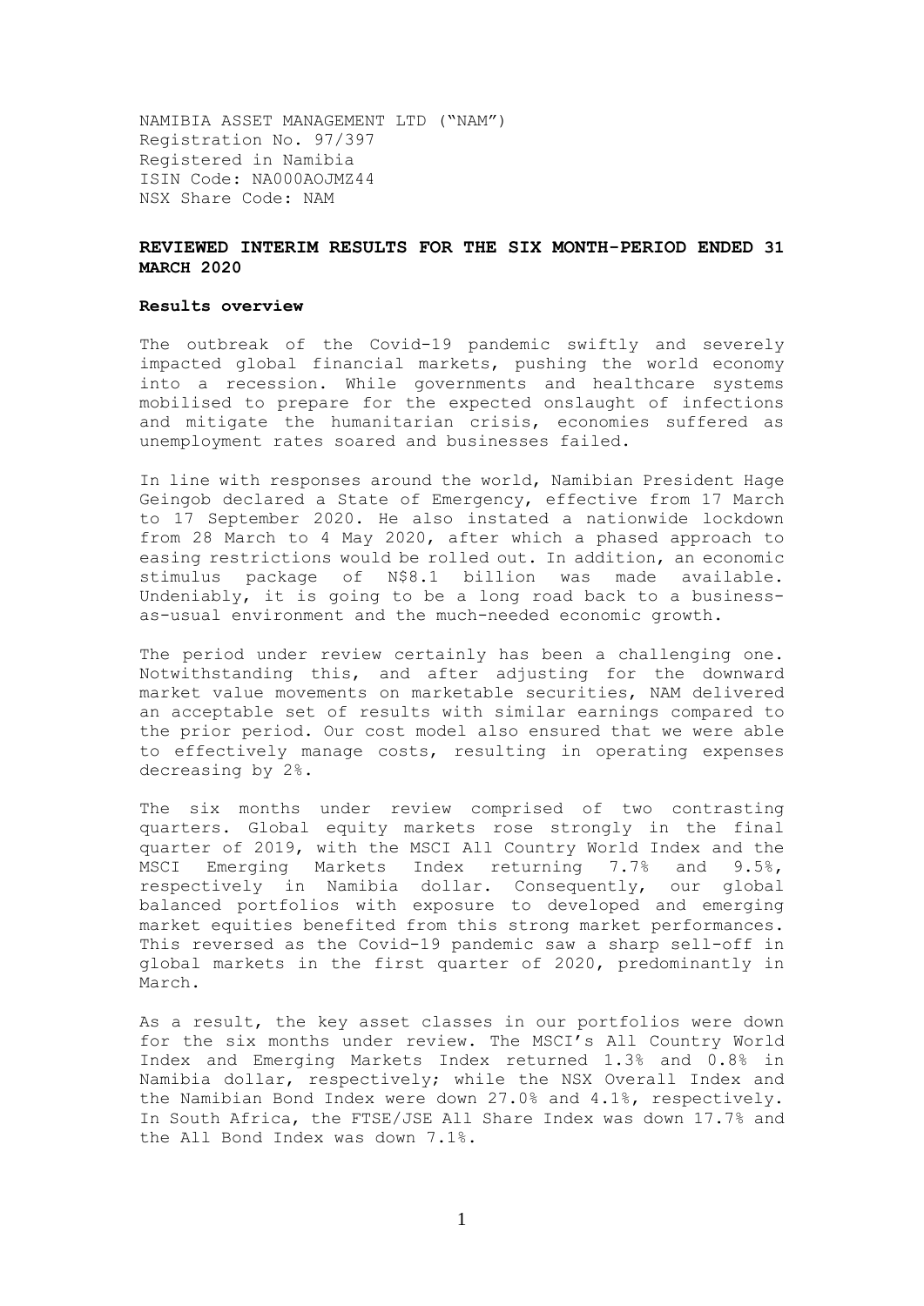NAMIBIA ASSET MANAGEMENT LTD ("NAM")
Registration No. 97/397
Registered in Namibia
ISIN Code: NA000AOJMZ44
NSX Share Code: NAM

## REVIEWED INTERIM RESULTS FOR THE SIX MONTH-PERIOD ENDED 31 MARCH 2020

### Results overview

The outbreak of the Covid-19 pandemic swiftly and severely impacted global financial markets, pushing the world economy into a recession. While governments and healthcare systems mobilised to prepare for the expected onslaught of infections and mitigate the humanitarian crisis, economies suffered as unemployment rates soared and businesses failed.

In line with responses around the world, Namibian President Hage Geingob declared a State of Emergency, effective from 17 March to 17 September 2020. He also instated a nationwide lockdown from 28 March to 4 May 2020, after which a phased approach to easing restrictions would be rolled out. In addition, an economic stimulus package of N$8.1 billion was made available. Undeniably, it is going to be a long road back to a business-as-usual environment and the much-needed economic growth.

The period under review certainly has been a challenging one. Notwithstanding this, and after adjusting for the downward market value movements on marketable securities, NAM delivered an acceptable set of results with similar earnings compared to the prior period. Our cost model also ensured that we were able to effectively manage costs, resulting in operating expenses decreasing by 2%.

The six months under review comprised of two contrasting quarters. Global equity markets rose strongly in the final quarter of 2019, with the MSCI All Country World Index and the MSCI Emerging Markets Index returning 7.7% and 9.5%, respectively in Namibia dollar. Consequently, our global balanced portfolios with exposure to developed and emerging market equities benefited from this strong market performances. This reversed as the Covid-19 pandemic saw a sharp sell-off in global markets in the first quarter of 2020, predominantly in March.

As a result, the key asset classes in our portfolios were down for the six months under review. The MSCI's All Country World Index and Emerging Markets Index returned 1.3% and 0.8% in Namibia dollar, respectively; while the NSX Overall Index and the Namibian Bond Index were down 27.0% and 4.1%, respectively. In South Africa, the FTSE/JSE All Share Index was down 17.7% and the All Bond Index was down 7.1%.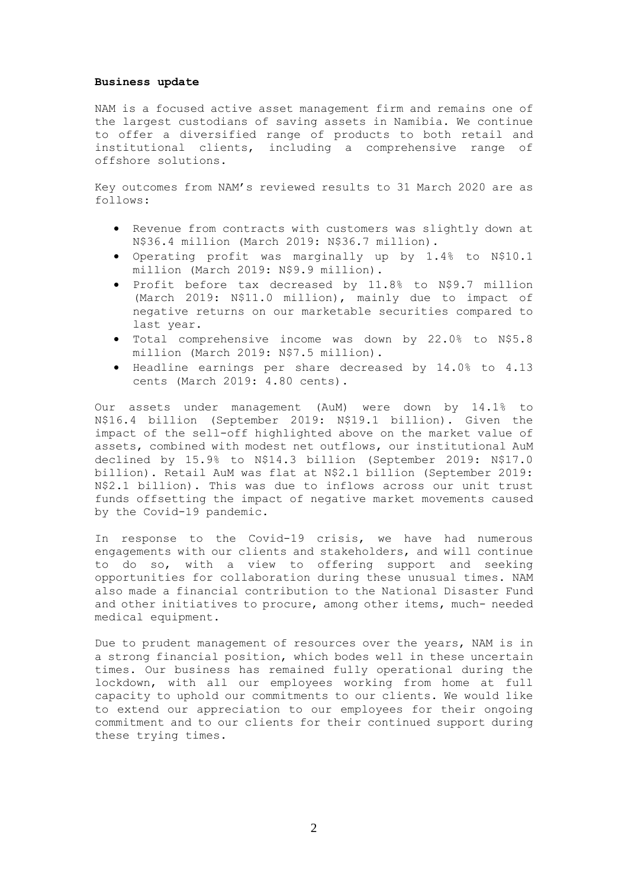**Business update**

NAM is a focused active asset management firm and remains one of the largest custodians of saving assets in Namibia. We continue to offer a diversified range of products to both retail and institutional clients, including a comprehensive range of offshore solutions.

Key outcomes from NAM's reviewed results to 31 March 2020 are as follows:

- Revenue from contracts with customers was slightly down at N$36.4 million (March 2019: N$36.7 million).
- Operating profit was marginally up by 1.4% to N$10.1 million (March 2019: N$9.9 million).
- Profit before tax decreased by 11.8% to N$9.7 million (March 2019: N$11.0 million), mainly due to impact of negative returns on our marketable securities compared to last year.
- Total comprehensive income was down by 22.0% to N$5.8 million (March 2019: N$7.5 million).
- Headline earnings per share decreased by 14.0% to 4.13 cents (March 2019: 4.80 cents).

Our assets under management (AuM) were down by 14.1% to N$16.4 billion (September 2019: N$19.1 billion). Given the impact of the sell-off highlighted above on the market value of assets, combined with modest net outflows, our institutional AuM declined by 15.9% to N$14.3 billion (September 2019: N$17.0 billion). Retail AuM was flat at N$2.1 billion (September 2019: N$2.1 billion). This was due to inflows across our unit trust funds offsetting the impact of negative market movements caused by the Covid-19 pandemic.

In response to the Covid-19 crisis, we have had numerous engagements with our clients and stakeholders, and will continue to do so, with a view to offering support and seeking opportunities for collaboration during these unusual times. NAM also made a financial contribution to the National Disaster Fund and other initiatives to procure, among other items, much- needed medical equipment.

Due to prudent management of resources over the years, NAM is in a strong financial position, which bodes well in these uncertain times. Our business has remained fully operational during the lockdown, with all our employees working from home at full capacity to uphold our commitments to our clients. We would like to extend our appreciation to our employees for their ongoing commitment and to our clients for their continued support during these trying times.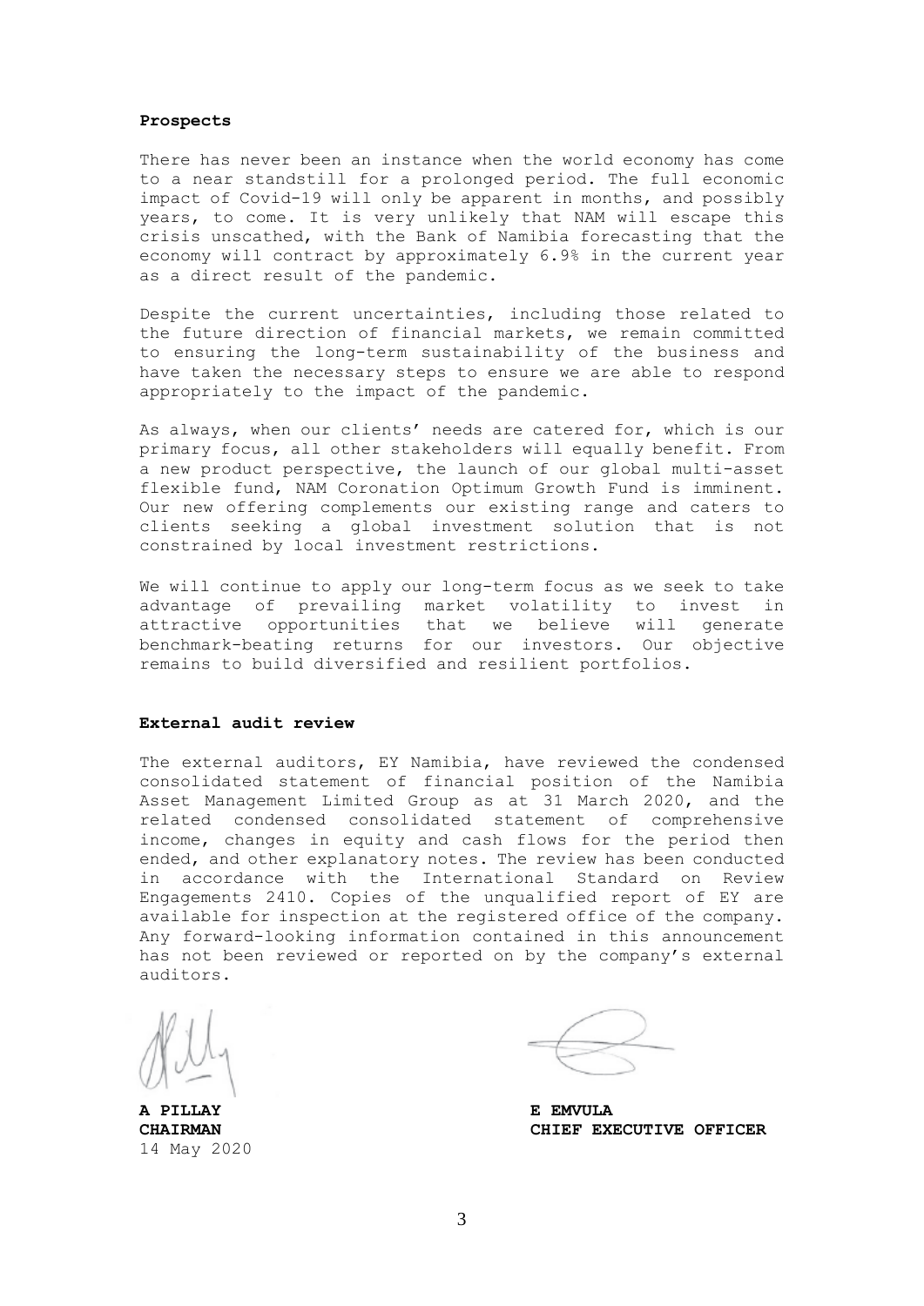**Prospects**

There has never been an instance when the world economy has come to a near standstill for a prolonged period. The full economic impact of Covid-19 will only be apparent in months, and possibly years, to come. It is very unlikely that NAM will escape this crisis unscathed, with the Bank of Namibia forecasting that the economy will contract by approximately 6.9% in the current year as a direct result of the pandemic.

Despite the current uncertainties, including those related to the future direction of financial markets, we remain committed to ensuring the long-term sustainability of the business and have taken the necessary steps to ensure we are able to respond appropriately to the impact of the pandemic.

As always, when our clients' needs are catered for, which is our primary focus, all other stakeholders will equally benefit. From a new product perspective, the launch of our global multi-asset flexible fund, NAM Coronation Optimum Growth Fund is imminent. Our new offering complements our existing range and caters to clients seeking a global investment solution that is not constrained by local investment restrictions.

We will continue to apply our long-term focus as we seek to take advantage of prevailing market volatility to invest in attractive opportunities that we believe will generate benchmark-beating returns for our investors. Our objective remains to build diversified and resilient portfolios.

**External audit review**

The external auditors, EY Namibia, have reviewed the condensed consolidated statement of financial position of the Namibia Asset Management Limited Group as at 31 March 2020, and the related condensed consolidated statement of comprehensive income, changes in equity and cash flows for the period then ended, and other explanatory notes. The review has been conducted in accordance with the International Standard on Review Engagements 2410. Copies of the unqualified report of EY are available for inspection at the registered office of the company. Any forward-looking information contained in this announcement has not been reviewed or reported on by the company's external auditors.

**A PILLAY**
**CHAIRMAN**
14 May 2020

**E EMVULA**
**CHIEF EXECUTIVE OFFICER**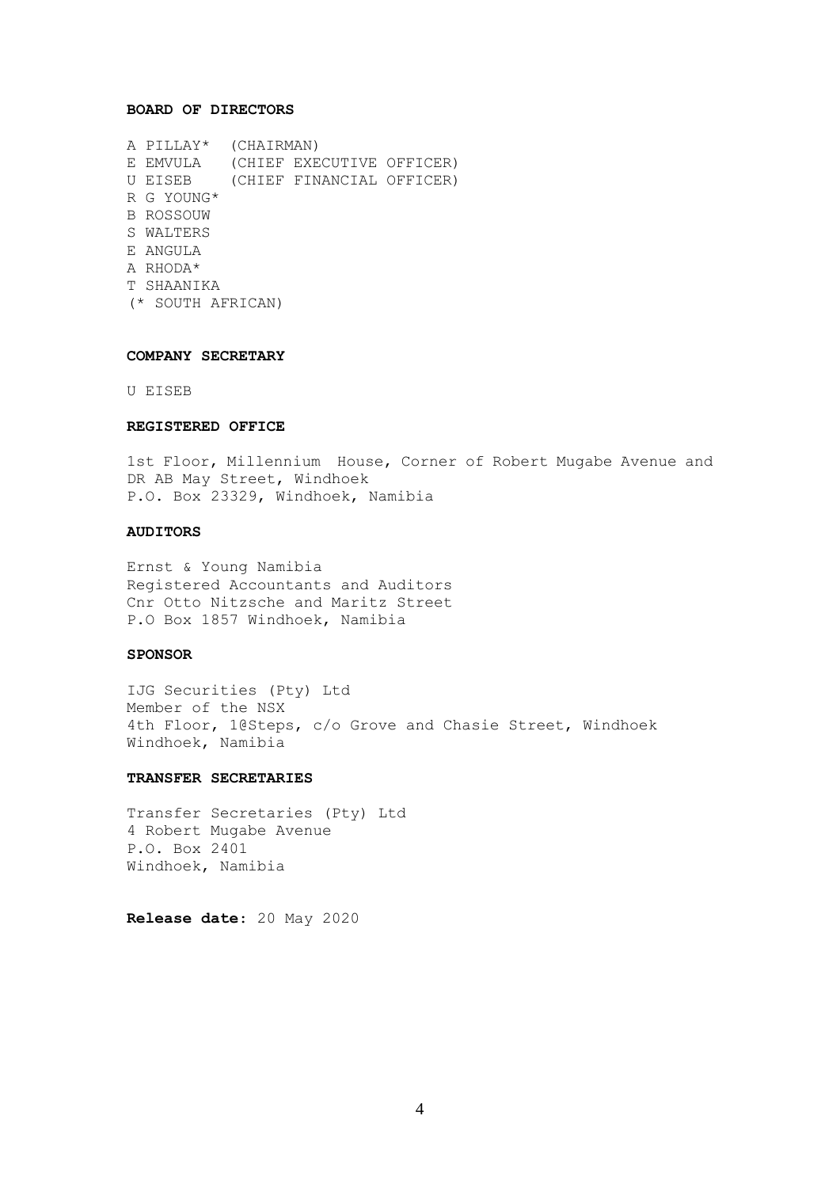**BOARD OF DIRECTORS**

A PILLAY* (CHAIRMAN)
E EMVULA (CHIEF EXECUTIVE OFFICER)
U EISEB (CHIEF FINANCIAL OFFICER)
R G YOUNG*
B ROSSOUW
S WALTERS
E ANGULA
A RHODA*
T SHAANIKA
(* SOUTH AFRICAN)

**COMPANY SECRETARY**

U EISEB

**REGISTERED OFFICE**

1st Floor, Millennium House, Corner of Robert Mugabe Avenue and DR AB May Street, Windhoek
P.O. Box 23329, Windhoek, Namibia

**AUDITORS**

Ernst & Young Namibia
Registered Accountants and Auditors
Cnr Otto Nitzsche and Maritz Street
P.O Box 1857 Windhoek, Namibia

**SPONSOR**

IJG Securities (Pty) Ltd
Member of the NSX
4th Floor, 1@Steps, c/o Grove and Chasie Street, Windhoek
Windhoek, Namibia

**TRANSFER SECRETARIES**

Transfer Secretaries (Pty) Ltd
4 Robert Mugabe Avenue
P.O. Box 2401
Windhoek, Namibia

**Release date:** 20 May 2020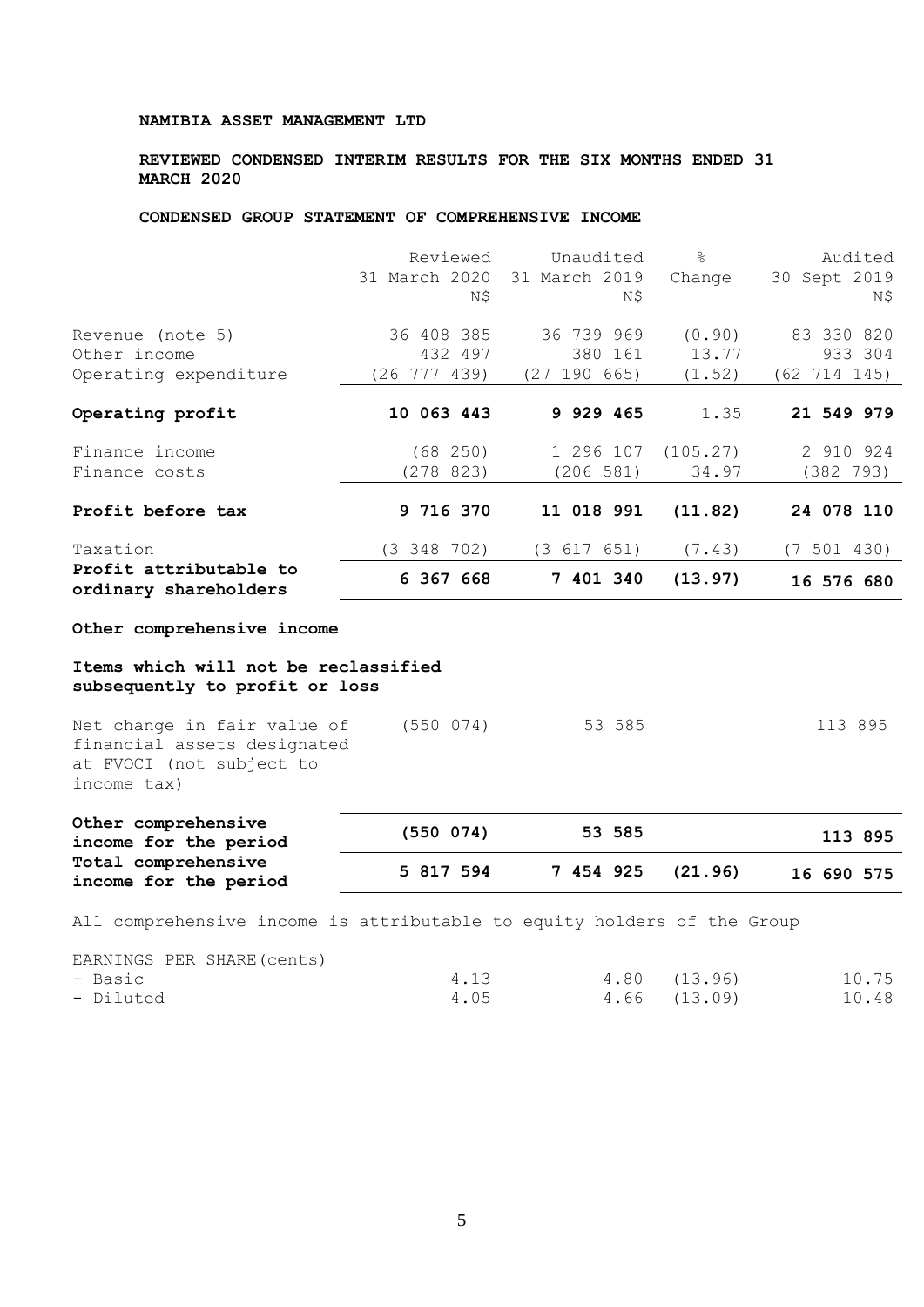**NAMIBIA ASSET MANAGEMENT LTD**

**REVIEWED CONDENSED INTERIM RESULTS FOR THE SIX MONTHS ENDED 31 MARCH 2020**

**CONDENSED GROUP STATEMENT OF COMPREHENSIVE INCOME**

| | Reviewed 31 March 2020 N$ | Unaudited 31 March 2019 N$ | % Change | Audited 30 Sept 2019 N$ |
|---|---|---|---|---|
| Revenue (note 5) | 36 408 385 | 36 739 969 | (0.90) | 83 330 820 |
| Other income | 432 497 | 380 161 | 13.77 | 933 304 |
| Operating expenditure | (26 777 439) | (27 190 665) | (1.52) | (62 714 145) |
| **Operating profit** | **10 063 443** | **9 929 465** | 1.35 | **21 549 979** |
| Finance income | (68 250) | 1 296 107 | (105.27) | 2 910 924 |
| Finance costs | (278 823) | (206 581) | 34.97 | (382 793) |
| **Profit before tax** | **9 716 370** | **11 018 991** | **(11.82)** | **24 078 110** |
| Taxation | (3 348 702) | (3 617 651) | (7.43) | (7 501 430) |
| **Profit attributable to ordinary shareholders** | **6 367 668** | **7 401 340** | **(13.97)** | **16 576 680** |
| **Other comprehensive income** | | | | |
| **Items which will not be reclassified subsequently to profit or loss** | | | | |
| Net change in fair value of financial assets designated at FVOCI (not subject to income tax) | (550 074) | 53 585 | | 113 895 |
| **Other comprehensive income for the period** | **(550 074)** | **53 585** | | **113 895** |
| **Total comprehensive income for the period** | **5 817 594** | **7 454 925** | **(21.96)** | **16 690 575** |

All comprehensive income is attributable to equity holders of the Group

| EARNINGS PER SHARE(cents) | | | | |
|---|---|---|---|---|
| - Basic | 4.13 | 4.80 | (13.96) | 10.75 |
| - Diluted | 4.05 | 4.66 | (13.09) | 10.48 |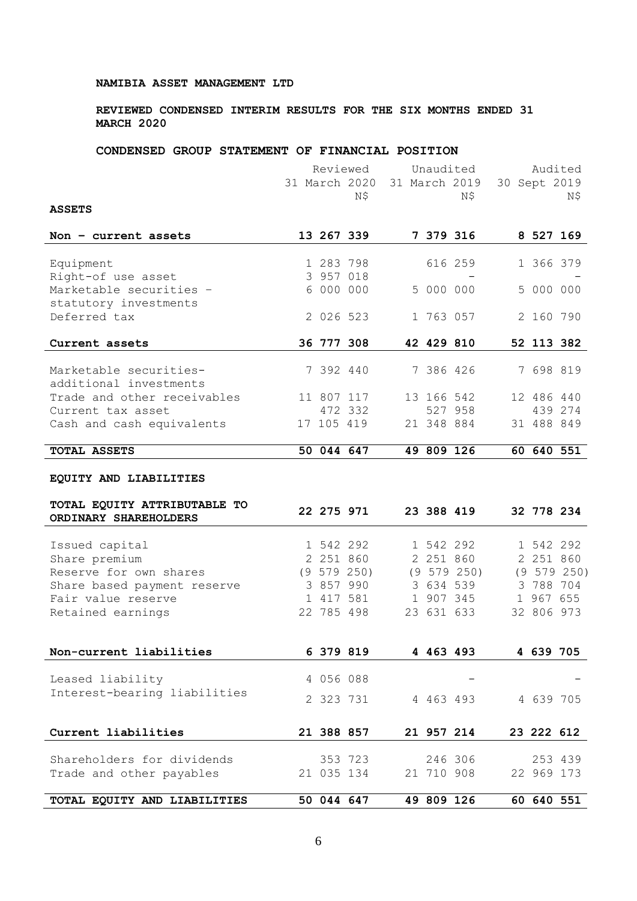**NAMIBIA ASSET MANAGEMENT LTD**

**REVIEWED CONDENSED INTERIM RESULTS FOR THE SIX MONTHS ENDED 31 MARCH 2020**

**CONDENSED GROUP STATEMENT OF FINANCIAL POSITION**

| | Reviewed 31 March 2020 N$ | Unaudited 31 March 2019 N$ | Audited 30 Sept 2019 N$ |
|---|---|---|---|
| **ASSETS** | | | |
| **Non – current assets** | **13 267 339** | **7 379 316** | **8 527 169** |
| Equipment | 1 283 798 | 616 259 | 1 366 379 |
| Right-of use asset | 3 957 018 | - | - |
| Marketable securities – statutory investments | 6 000 000 | 5 000 000 | 5 000 000 |
| Deferred tax | 2 026 523 | 1 763 057 | 2 160 790 |
| **Current assets** | **36 777 308** | **42 429 810** | **52 113 382** |
| Marketable securities- additional investments | 7 392 440 | 7 386 426 | 7 698 819 |
| Trade and other receivables | 11 807 117 | 13 166 542 | 12 486 440 |
| Current tax asset | 472 332 | 527 958 | 439 274 |
| Cash and cash equivalents | 17 105 419 | 21 348 884 | 31 488 849 |
| **TOTAL ASSETS** | **50 044 647** | **49 809 126** | **60 640 551** |
| **EQUITY AND LIABILITIES** | | | |
| **TOTAL EQUITY ATTRIBUTABLE TO ORDINARY SHAREHOLDERS** | **22 275 971** | **23 388 419** | **32 778 234** |
| Issued capital | 1 542 292 | 1 542 292 | 1 542 292 |
| Share premium | 2 251 860 | 2 251 860 | 2 251 860 |
| Reserve for own shares | (9 579 250) | (9 579 250) | (9 579 250) |
| Share based payment reserve | 3 857 990 | 3 634 539 | 3 788 704 |
| Fair value reserve | 1 417 581 | 1 907 345 | 1 967 655 |
| Retained earnings | 22 785 498 | 23 631 633 | 32 806 973 |
| **Non-current liabilities** | **6 379 819** | **4 463 493** | **4 639 705** |
| Leased liability | 4 056 088 | - | - |
| Interest-bearing liabilities | 2 323 731 | 4 463 493 | 4 639 705 |
| **Current liabilities** | **21 388 857** | **21 957 214** | **23 222 612** |
| Shareholders for dividends | 353 723 | 246 306 | 253 439 |
| Trade and other payables | 21 035 134 | 21 710 908 | 22 969 173 |
| **TOTAL EQUITY AND LIABILITIES** | **50 044 647** | **49 809 126** | **60 640 551** |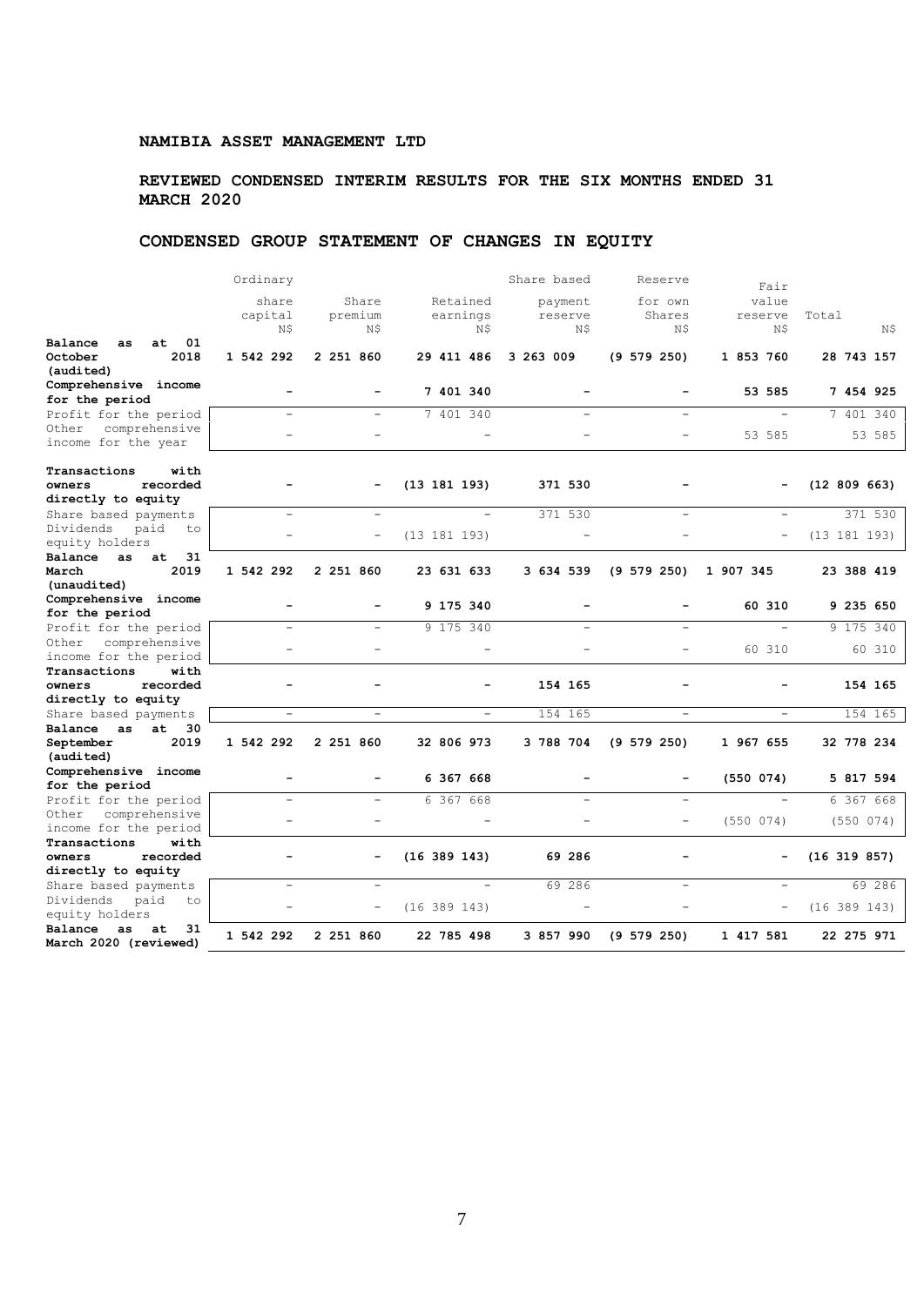**NAMIBIA ASSET MANAGEMENT LTD**

**REVIEWED CONDENSED INTERIM RESULTS FOR THE SIX MONTHS ENDED 31 MARCH 2020**

## CONDENSED GROUP STATEMENT OF CHANGES IN EQUITY

| | Ordinary share capital N$ | Share premium N$ | Retained earnings N$ | Share based payment reserve N$ | Reserve for own Shares N$ | Fair value reserve N$ | Total N$ |
|---|---|---|---|---|---|---|---|
| **Balance as at 01 October 2018 (audited)** | **1 542 292** | **2 251 860** | **29 411 486** | **3 263 009** | **(9 579 250)** | **1 853 760** | **28 743 157** |
| **Comprehensive income for the period** | **-** | **-** | **7 401 340** | **-** | **-** | **53 585** | **7 454 925** |
| Profit for the period | - | - | 7 401 340 | - | - | - | 7 401 340 |
| Other comprehensive income for the year | - | - | - | - | - | 53 585 | 53 585 |
| **Transactions with owners recorded directly to equity** | **-** | **-** | **(13 181 193)** | **371 530** | **-** | **-** | **(12 809 663)** |
| Share based payments | - | - | - | 371 530 | - | - | 371 530 |
| Dividends paid to equity holders | - | - | (13 181 193) | - | - | - | (13 181 193) |
| **Balance as at 31 March 2019 (unaudited)** | **1 542 292** | **2 251 860** | **23 631 633** | **3 634 539** | **(9 579 250)** | **1 907 345** | **23 388 419** |
| **Comprehensive income for the period** | **-** | **-** | **9 175 340** | **-** | **-** | **60 310** | **9 235 650** |
| Profit for the period | - | - | 9 175 340 | - | - | - | 9 175 340 |
| Other comprehensive income for the period | - | - | - | - | - | 60 310 | 60 310 |
| **Transactions with owners recorded directly to equity** | **-** | **-** | **-** | **154 165** | **-** | **-** | **154 165** |
| Share based payments | - | - | - | 154 165 | - | - | 154 165 |
| **Balance as at 30 September 2019 (audited)** | **1 542 292** | **2 251 860** | **32 806 973** | **3 788 704** | **(9 579 250)** | **1 967 655** | **32 778 234** |
| **Comprehensive income for the period** | **-** | **-** | **6 367 668** | **-** | **-** | **(550 074)** | **5 817 594** |
| Profit for the period | - | - | 6 367 668 | - | - | - | 6 367 668 |
| Other comprehensive income for the period | - | - | - | - | - | (550 074) | (550 074) |
| **Transactions with owners recorded directly to equity** | **-** | **-** | **(16 389 143)** | **69 286** | **-** | **-** | **(16 319 857)** |
| Share based payments | - | - | - | 69 286 | - | - | 69 286 |
| Dividends paid to equity holders | - | - | (16 389 143) | - | - | - | (16 389 143) |
| **Balance as at 31 March 2020 (reviewed)** | **1 542 292** | **2 251 860** | **22 785 498** | **3 857 990** | **(9 579 250)** | **1 417 581** | **22 275 971** |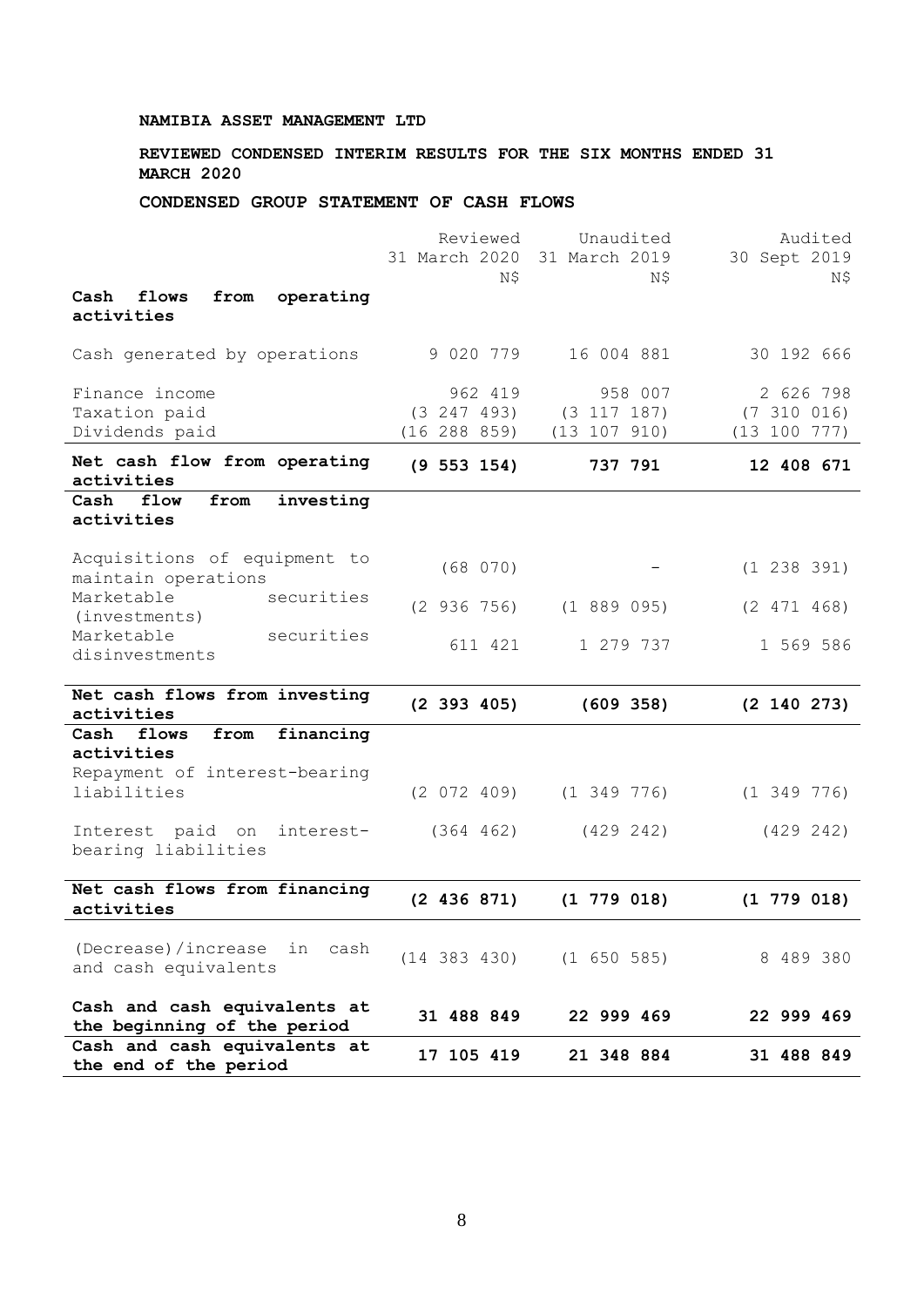**NAMIBIA ASSET MANAGEMENT LTD**

**REVIEWED CONDENSED INTERIM RESULTS FOR THE SIX MONTHS ENDED 31 MARCH 2020**

**CONDENSED GROUP STATEMENT OF CASH FLOWS**

| | Reviewed 31 March 2020 N$ | Unaudited 31 March 2019 N$ | Audited 30 Sept 2019 N$ |
|---|---|---|---|
| **Cash flows from operating activities** | | | |
| Cash generated by operations | 9 020 779 | 16 004 881 | 30 192 666 |
| Finance income | 962 419 | 958 007 | 2 626 798 |
| Taxation paid | (3 247 493) | (3 117 187) | (7 310 016) |
| Dividends paid | (16 288 859) | (13 107 910) | (13 100 777) |
| **Net cash flow from operating activities** | **(9 553 154)** | **737 791** | **12 408 671** |
| **Cash flow from investing activities** | | | |
| Acquisitions of equipment to maintain operations | (68 070) | - | (1 238 391) |
| Marketable securities (investments) | (2 936 756) | (1 889 095) | (2 471 468) |
| Marketable securities disinvestments | 611 421 | 1 279 737 | 1 569 586 |
| **Net cash flows from investing activities** | **(2 393 405)** | **(609 358)** | **(2 140 273)** |
| **Cash flows from financing activities** | | | |
| Repayment of interest-bearing liabilities | (2 072 409) | (1 349 776) | (1 349 776) |
| Interest paid on interest-bearing liabilities | (364 462) | (429 242) | (429 242) |
| **Net cash flows from financing activities** | **(2 436 871)** | **(1 779 018)** | **(1 779 018)** |
| (Decrease)/increase in cash and cash equivalents | (14 383 430) | (1 650 585) | 8 489 380 |
| **Cash and cash equivalents at the beginning of the period** | **31 488 849** | **22 999 469** | **22 999 469** |
| **Cash and cash equivalents at the end of the period** | **17 105 419** | **21 348 884** | **31 488 849** |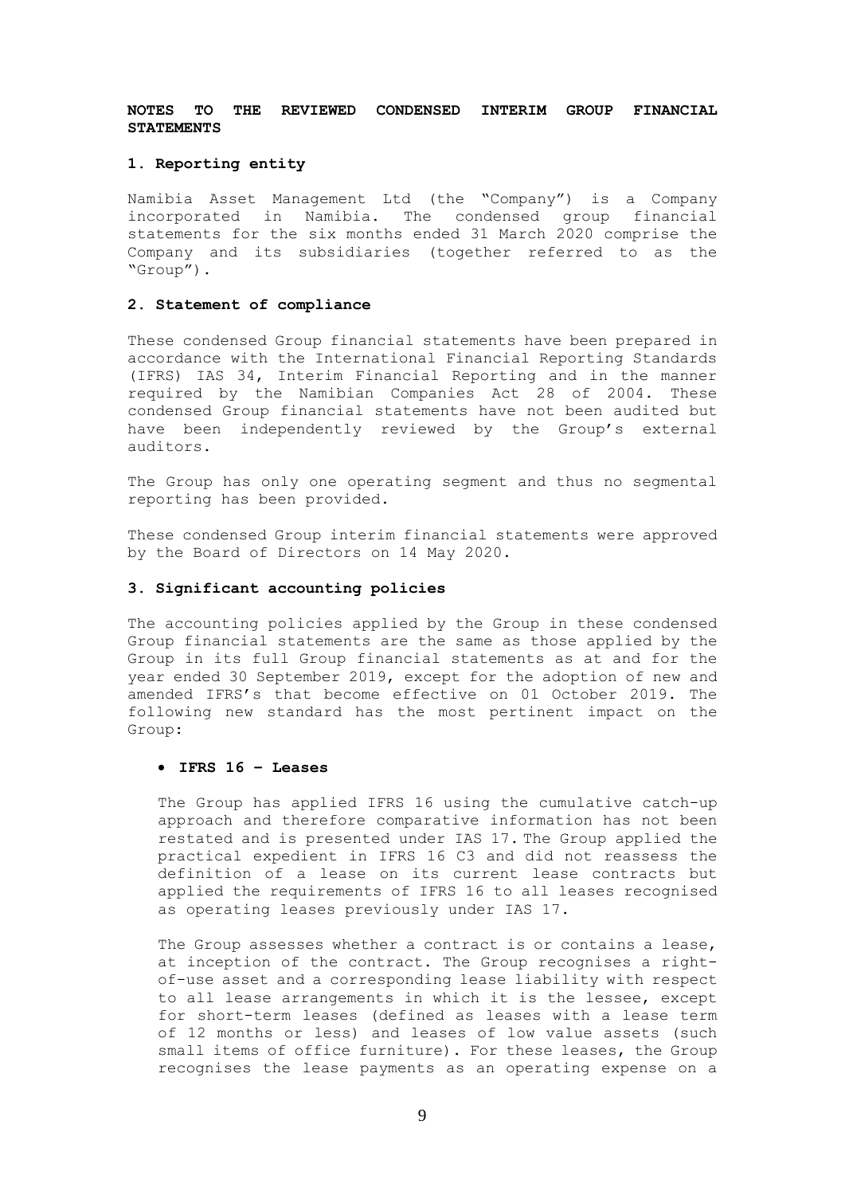**NOTES TO THE REVIEWED CONDENSED INTERIM GROUP FINANCIAL STATEMENTS**

**1. Reporting entity**

Namibia Asset Management Ltd (the "Company") is a Company incorporated in Namibia. The condensed group financial statements for the six months ended 31 March 2020 comprise the Company and its subsidiaries (together referred to as the "Group").

**2. Statement of compliance**

These condensed Group financial statements have been prepared in accordance with the International Financial Reporting Standards (IFRS) IAS 34, Interim Financial Reporting and in the manner required by the Namibian Companies Act 28 of 2004. These condensed Group financial statements have not been audited but have been independently reviewed by the Group's external auditors.

The Group has only one operating segment and thus no segmental reporting has been provided.

These condensed Group interim financial statements were approved by the Board of Directors on 14 May 2020.

**3. Significant accounting policies**

The accounting policies applied by the Group in these condensed Group financial statements are the same as those applied by the Group in its full Group financial statements as at and for the year ended 30 September 2019, except for the adoption of new and amended IFRS's that become effective on 01 October 2019. The following new standard has the most pertinent impact on the Group:

- **IFRS 16 – Leases**

  The Group has applied IFRS 16 using the cumulative catch-up approach and therefore comparative information has not been restated and is presented under IAS 17. The Group applied the practical expedient in IFRS 16 C3 and did not reassess the definition of a lease on its current lease contracts but applied the requirements of IFRS 16 to all leases recognised as operating leases previously under IAS 17.

  The Group assesses whether a contract is or contains a lease, at inception of the contract. The Group recognises a right-of-use asset and a corresponding lease liability with respect to all lease arrangements in which it is the lessee, except for short-term leases (defined as leases with a lease term of 12 months or less) and leases of low value assets (such small items of office furniture). For these leases, the Group recognises the lease payments as an operating expense on a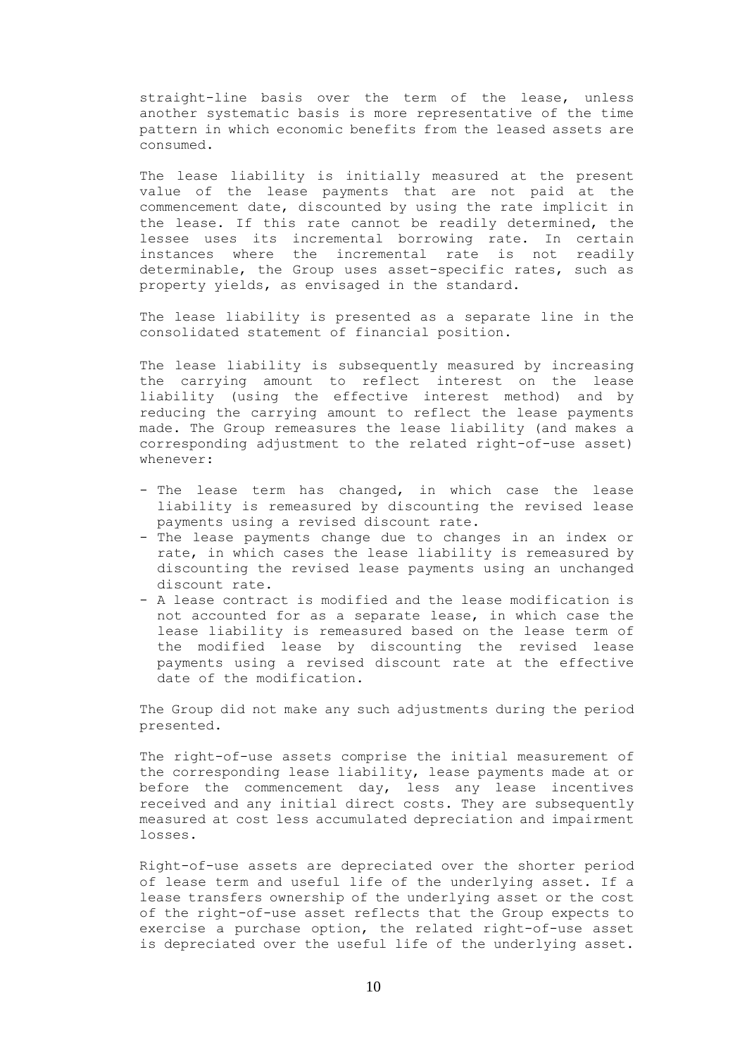straight-line basis over the term of the lease, unless another systematic basis is more representative of the time pattern in which economic benefits from the leased assets are consumed.

The lease liability is initially measured at the present value of the lease payments that are not paid at the commencement date, discounted by using the rate implicit in the lease. If this rate cannot be readily determined, the lessee uses its incremental borrowing rate. In certain instances where the incremental rate is not readily determinable, the Group uses asset-specific rates, such as property yields, as envisaged in the standard.

The lease liability is presented as a separate line in the consolidated statement of financial position.

The lease liability is subsequently measured by increasing the carrying amount to reflect interest on the lease liability (using the effective interest method) and by reducing the carrying amount to reflect the lease payments made. The Group remeasures the lease liability (and makes a corresponding adjustment to the related right-of-use asset) whenever:

- The lease term has changed, in which case the lease liability is remeasured by discounting the revised lease payments using a revised discount rate.
- The lease payments change due to changes in an index or rate, in which cases the lease liability is remeasured by discounting the revised lease payments using an unchanged discount rate.
- A lease contract is modified and the lease modification is not accounted for as a separate lease, in which case the lease liability is remeasured based on the lease term of the modified lease by discounting the revised lease payments using a revised discount rate at the effective date of the modification.

The Group did not make any such adjustments during the period presented.

The right-of-use assets comprise the initial measurement of the corresponding lease liability, lease payments made at or before the commencement day, less any lease incentives received and any initial direct costs. They are subsequently measured at cost less accumulated depreciation and impairment losses.

Right-of-use assets are depreciated over the shorter period of lease term and useful life of the underlying asset. If a lease transfers ownership of the underlying asset or the cost of the right-of-use asset reflects that the Group expects to exercise a purchase option, the related right-of-use asset is depreciated over the useful life of the underlying asset.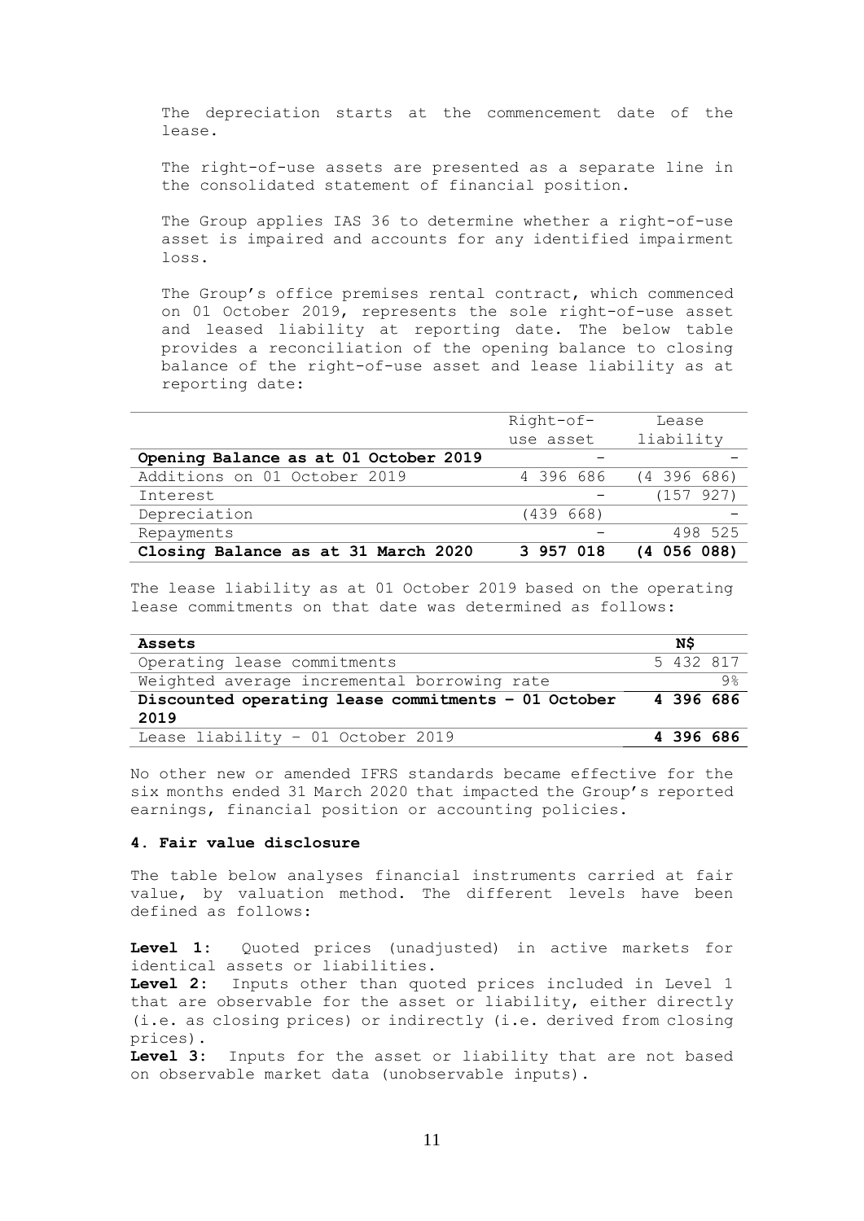The depreciation starts at the commencement date of the lease.

The right-of-use assets are presented as a separate line in the consolidated statement of financial position.

The Group applies IAS 36 to determine whether a right-of-use asset is impaired and accounts for any identified impairment loss.

The Group's office premises rental contract, which commenced on 01 October 2019, represents the sole right-of-use asset and leased liability at reporting date. The below table provides a reconciliation of the opening balance to closing balance of the right-of-use asset and lease liability as at reporting date:

| | Right-of-use asset | Lease liability |
|---|---|---|
| **Opening Balance as at 01 October 2019** | - | - |
| Additions on 01 October 2019 | 4 396 686 | (4 396 686) |
| Interest | - | (157 927) |
| Depreciation | (439 668) | - |
| Repayments | - | 498 525 |
| **Closing Balance as at 31 March 2020** | **3 957 018** | **(4 056 088)** |

The lease liability as at 01 October 2019 based on the operating lease commitments on that date was determined as follows:

| **Assets** | **N$** |
|---|---|
| Operating lease commitments | 5 432 817 |
| Weighted average incremental borrowing rate | 9% |
| **Discounted operating lease commitments – 01 October 2019** | **4 396 686** |
| Lease liability – 01 October 2019 | **4 396 686** |

No other new or amended IFRS standards became effective for the six months ended 31 March 2020 that impacted the Group's reported earnings, financial position or accounting policies.

#### 4. Fair value disclosure

The table below analyses financial instruments carried at fair value, by valuation method. The different levels have been defined as follows:

**Level 1:** Quoted prices (unadjusted) in active markets for identical assets or liabilities.
**Level 2:** Inputs other than quoted prices included in Level 1 that are observable for the asset or liability, either directly (i.e. as closing prices) or indirectly (i.e. derived from closing prices).
**Level 3:** Inputs for the asset or liability that are not based on observable market data (unobservable inputs).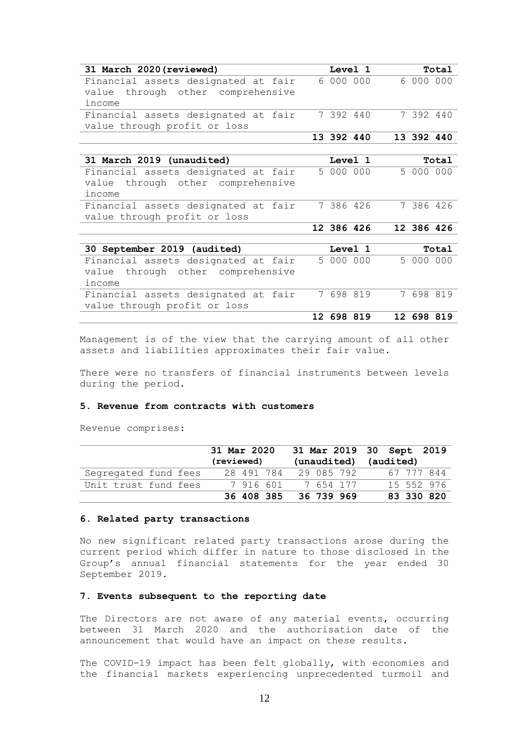| 31 March 2020 (reviewed) | Level 1 | Total |
|---|---|---|
| Financial assets designated at fair value through other comprehensive income | 6 000 000 | 6 000 000 |
| Financial assets designated at fair value through profit or loss | 7 392 440 | 7 392 440 |
| | **13 392 440** | **13 392 440** |

| 31 March 2019 (unaudited) | Level 1 | Total |
|---|---|---|
| Financial assets designated at fair value through other comprehensive income | 5 000 000 | 5 000 000 |
| Financial assets designated at fair value through profit or loss | 7 386 426 | 7 386 426 |
| | **12 386 426** | **12 386 426** |

| 30 September 2019 (audited) | Level 1 | Total |
|---|---|---|
| Financial assets designated at fair value through other comprehensive income | 5 000 000 | 5 000 000 |
| Financial assets designated at fair value through profit or loss | 7 698 819 | 7 698 819 |
| | **12 698 819** | **12 698 819** |

Management is of the view that the carrying amount of all other assets and liabilities approximates their fair value.

There were no transfers of financial instruments between levels during the period.

### 5. Revenue from contracts with customers

Revenue comprises:

| | 31 Mar 2020 (reviewed) | 31 Mar 2019 (unaudited) | 30 Sept 2019 (audited) |
|---|---|---|---|
| Segregated fund fees | 28 491 784 | 29 085 792 | 67 777 844 |
| Unit trust fund fees | 7 916 601 | 7 654 177 | 15 552 976 |
| | **36 408 385** | **36 739 969** | **83 330 820** |

### 6. Related party transactions

No new significant related party transactions arose during the current period which differ in nature to those disclosed in the Group's annual financial statements for the year ended 30 September 2019.

### 7. Events subsequent to the reporting date

The Directors are not aware of any material events, occurring between 31 March 2020 and the authorisation date of the announcement that would have an impact on these results.

The COVID-19 impact has been felt globally, with economies and the financial markets experiencing unprecedented turmoil and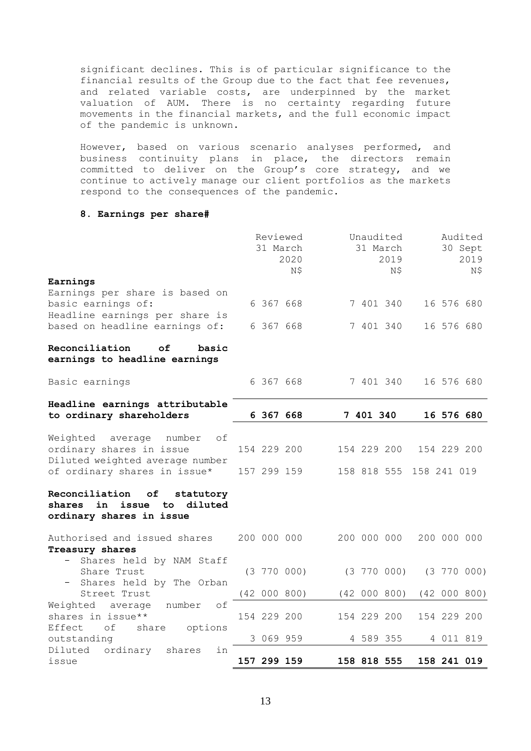significant declines. This is of particular significance to the financial results of the Group due to the fact that fee revenues, and related variable costs, are underpinned by the market valuation of AUM. There is no certainty regarding future movements in the financial markets, and the full economic impact of the pandemic is unknown.

However, based on various scenario analyses performed, and business continuity plans in place, the directors remain committed to deliver on the Group's core strategy, and we continue to actively manage our client portfolios as the markets respond to the consequences of the pandemic.

**8. Earnings per share#**

| | Reviewed 31 March 2020 N$ | Unaudited 31 March 2019 N$ | Audited 30 Sept 2019 N$ |
|---|---|---|---|
| **Earnings** | | | |
| Earnings per share is based on basic earnings of: | 6 367 668 | 7 401 340 | 16 576 680 |
| Headline earnings per share is based on headline earnings of: | 6 367 668 | 7 401 340 | 16 576 680 |
| **Reconciliation of basic earnings to headline earnings** | | | |
| Basic earnings | 6 367 668 | 7 401 340 | 16 576 680 |
| **Headline earnings attributable to ordinary shareholders** | **6 367 668** | **7 401 340** | **16 576 680** |
| Weighted average number of ordinary shares in issue | 154 229 200 | 154 229 200 | 154 229 200 |
| Diluted weighted average number of ordinary shares in issue* | 157 299 159 | 158 818 555 | 158 241 019 |
| **Reconciliation of statutory shares in issue to diluted ordinary shares in issue** | | | |
| Authorised and issued shares | 200 000 000 | 200 000 000 | 200 000 000 |
| **Treasury shares** | | | |
| - Shares held by NAM Staff Share Trust | (3 770 000) | (3 770 000) | (3 770 000) |
| - Shares held by The Orban Street Trust | (42 000 800) | (42 000 800) | (42 000 800) |
| Weighted average number of shares in issue** | 154 229 200 | 154 229 200 | 154 229 200 |
| Effect of share options outstanding | 3 069 959 | 4 589 355 | 4 011 819 |
| Diluted ordinary shares in issue | **157 299 159** | **158 818 555** | **158 241 019** |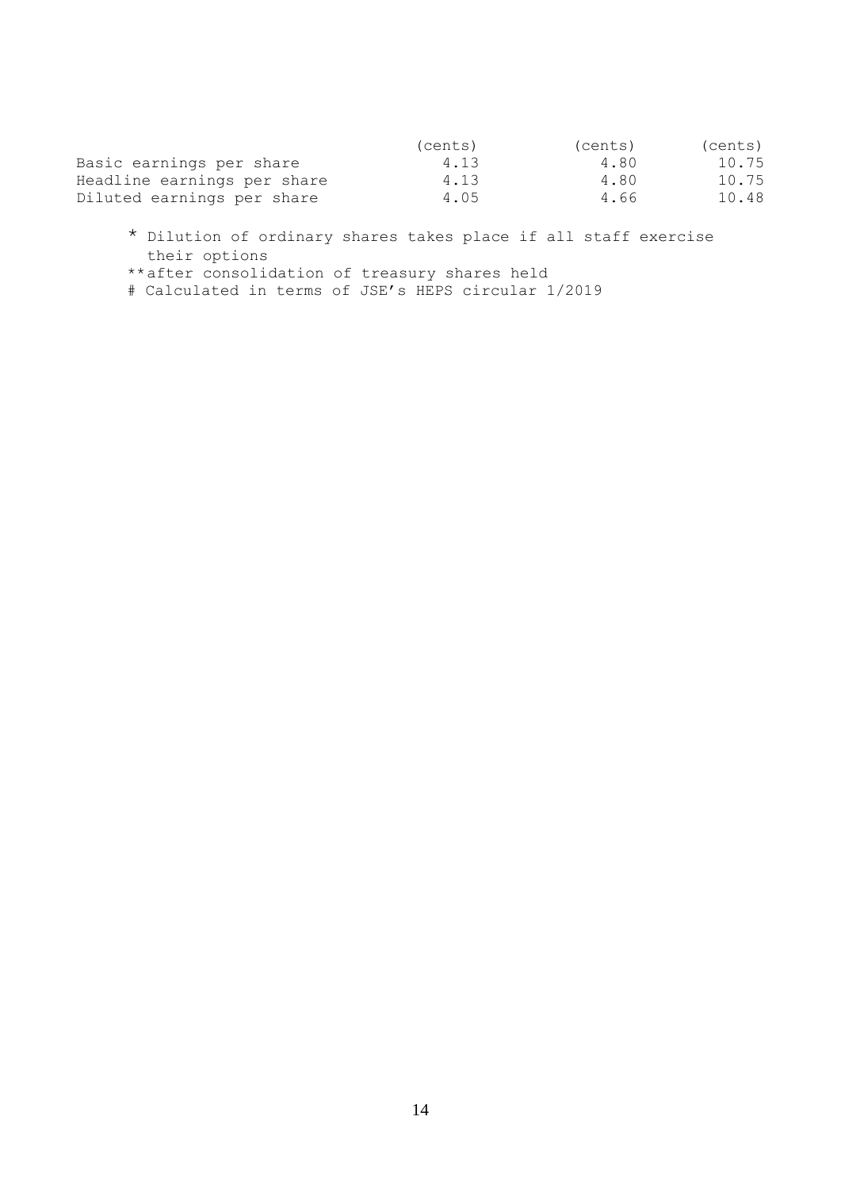| | (cents) | (cents) | (cents) |
|---|---|---|---|
| Basic earnings per share | 4.13 | 4.80 | 10.75 |
| Headline earnings per share | 4.13 | 4.80 | 10.75 |
| Diluted earnings per share | 4.05 | 4.66 | 10.48 |

\* Dilution of ordinary shares takes place if all staff exercise their options

\*\*after consolidation of treasury shares held

\# Calculated in terms of JSE's HEPS circular 1/2019